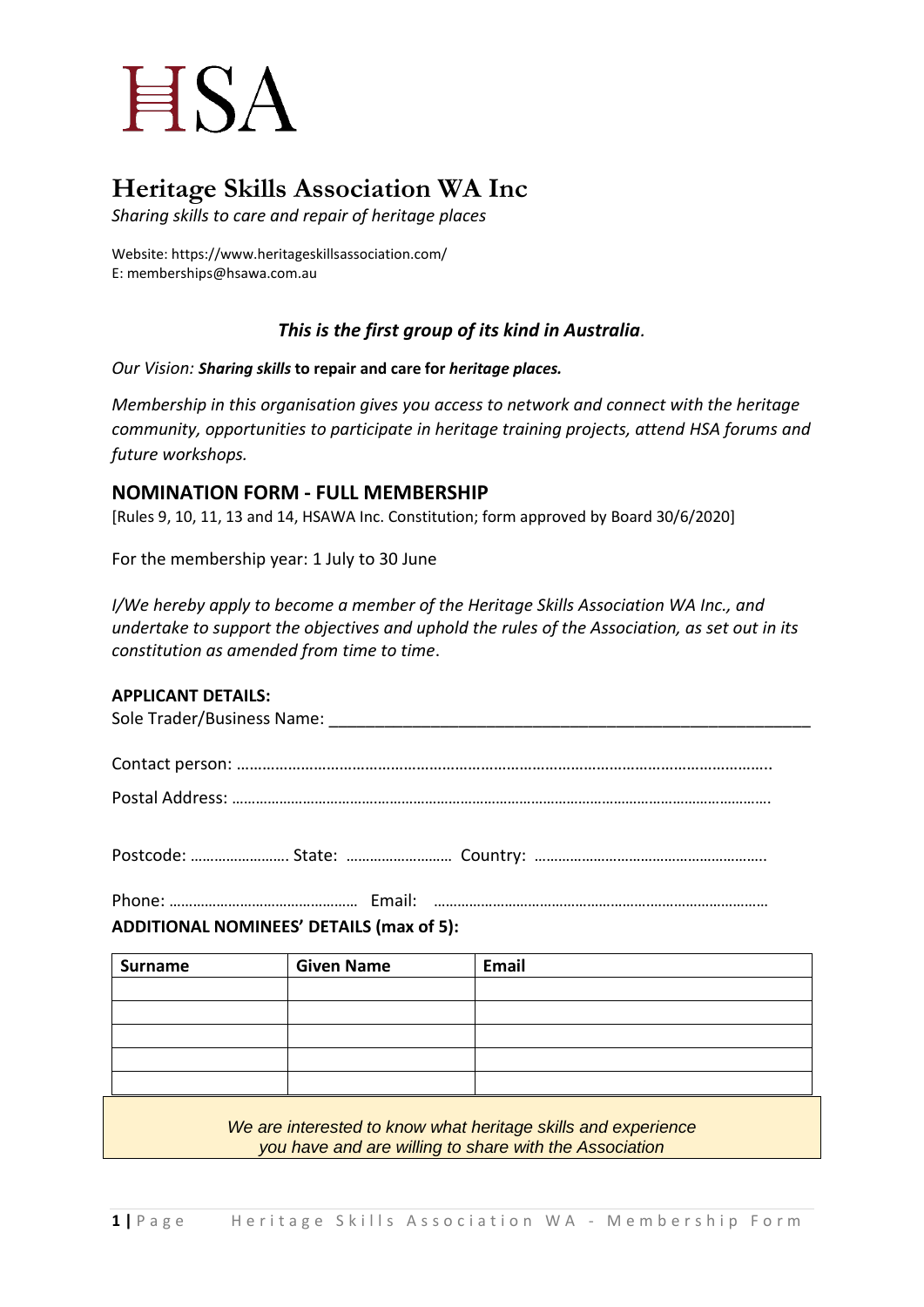# HSA

## Heritage Skills Association WA Inc

*Sharing skills to care and repair of heritage places*

Website: https://www.heritageskillsassociation.com/
E: memberships@hsawa.com.au

***This is the first group of its kind in Australia.***

*Our Vision:* ***Sharing skills*** **to repair and care for** ***heritage places.***

*Membership in this organisation gives you access to network and connect with the heritage community, opportunities to participate in heritage training projects, attend HSA forums and future workshops.*

## NOMINATION FORM - FULL MEMBERSHIP

[Rules 9, 10, 11, 13 and 14, HSAWA Inc. Constitution; form approved by Board 30/6/2020]

For the membership year: 1 July to 30 June

*I/We hereby apply to become a member of the Heritage Skills Association WA Inc., and undertake to support the objectives and uphold the rules of the Association, as set out in its constitution as amended from time to time*.

**APPLICANT DETAILS:**

Sole Trader/Business Name: ______________________________________________________

Contact person: ……………………………………………………………………………………………………………..

Postal Address: ……………………………………………………………………………………………………………….

Postcode: ……………………. State: …………………… Country: …………………………………………………..

Phone: ………………………………………… Email: …………………………………………………………………………

**ADDITIONAL NOMINEES' DETAILS (max of 5):**

| Surname | Given Name | Email |
|---|---|---|
| | | |
| | | |
| | | |
| | | |
| | | |

*We are interested to know what heritage skills and experience you have and are willing to share with the Association*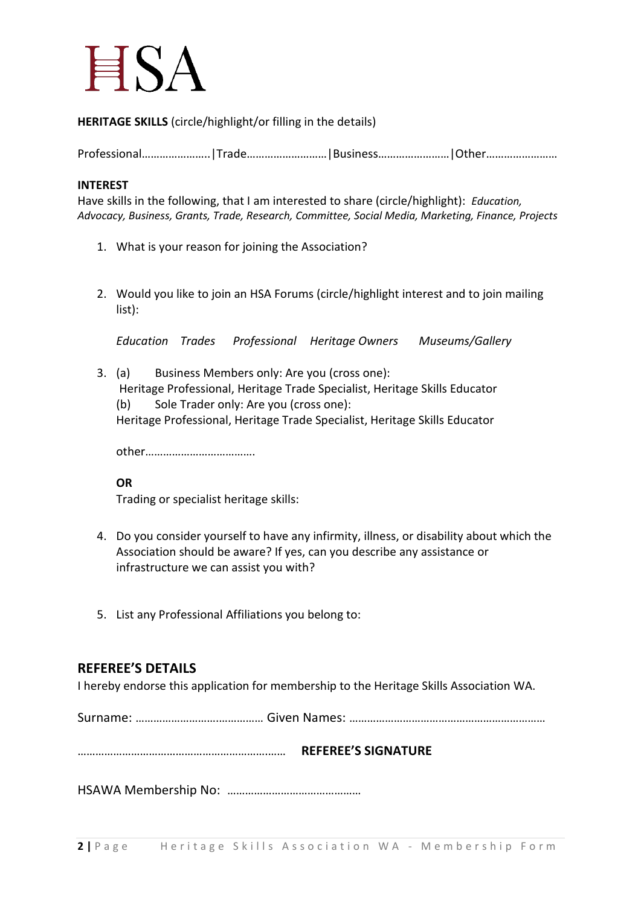HSA

**HERITAGE SKILLS** (circle/highlight/or filling in the details)

Professional…………………..|Trade………………………|Business……………………|Other……………………

**INTEREST**
Have skills in the following, that I am interested to share (circle/highlight): *Education, Advocacy, Business, Grants, Trade, Research, Committee, Social Media, Marketing, Finance, Projects*

1. What is your reason for joining the Association?

2. Would you like to join an HSA Forums (circle/highlight interest and to join mailing list):

   *Education  Trades  Professional  Heritage Owners  Museums/Gallery*

3. (a) Business Members only: Are you (cross one):
   Heritage Professional, Heritage Trade Specialist, Heritage Skills Educator
   (b) Sole Trader only: Are you (cross one):
   Heritage Professional, Heritage Trade Specialist, Heritage Skills Educator

   other……………………………….

   **OR**
   Trading or specialist heritage skills:

4. Do you consider yourself to have any infirmity, illness, or disability about which the Association should be aware? If yes, can you describe any assistance or infrastructure we can assist you with?

5. List any Professional Affiliations you belong to:

## REFEREE'S DETAILS

I hereby endorse this application for membership to the Heritage Skills Association WA.

Surname: …………………………………… Given Names: …………………………………………………………

…………………………………………………………… **REFEREE'S SIGNATURE**

HSAWA Membership No: ………………………………………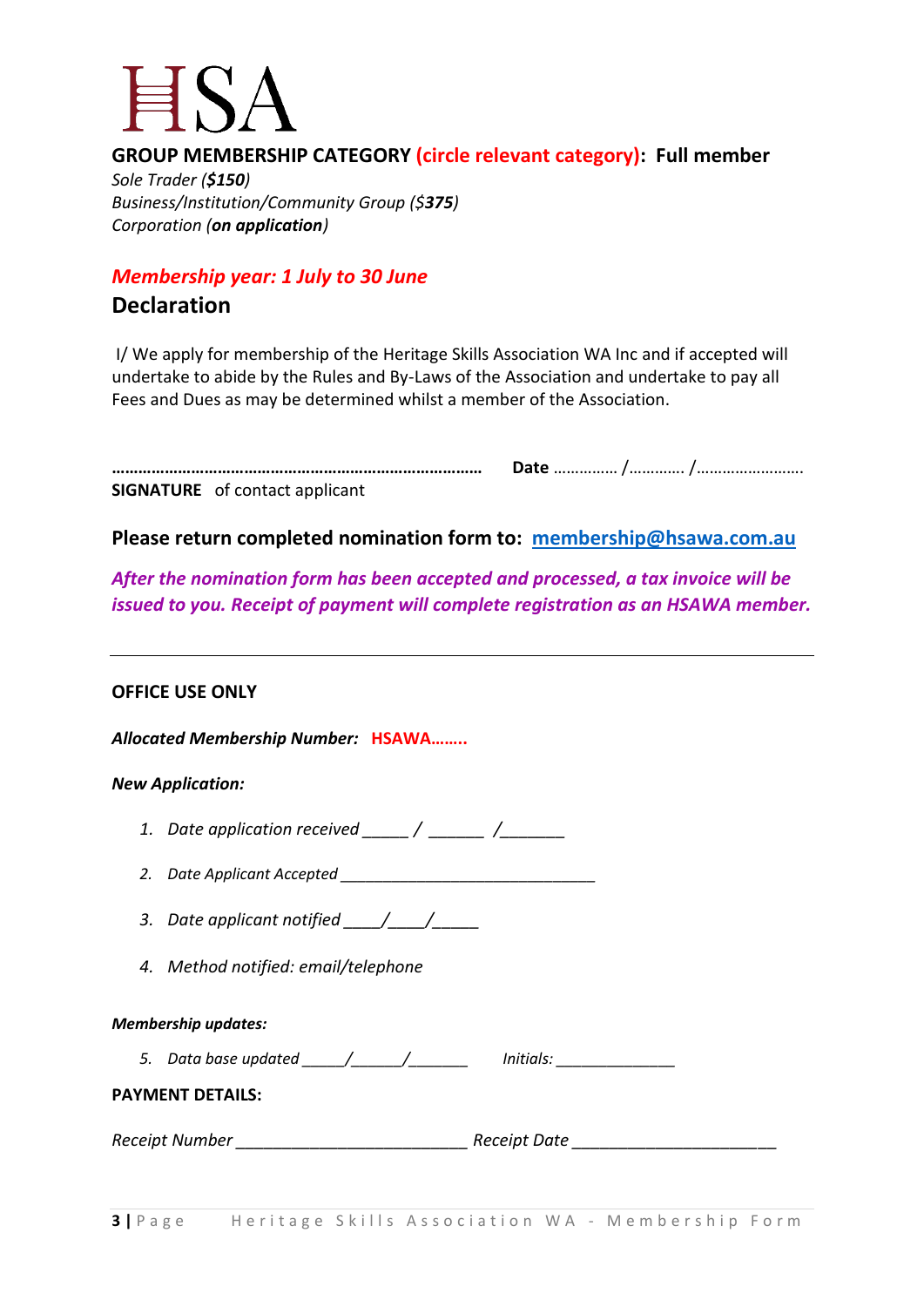# HSA

**GROUP MEMBERSHIP CATEGORY (circle relevant category): Full member**

*Sole Trader (**$150**)*
*Business/Institution/Community Group ($**375**)*
*Corporation (**on application**)*

***Membership year: 1 July to 30 June***

## Declaration

I/ We apply for membership of the Heritage Skills Association WA Inc and if accepted will undertake to abide by the Rules and By-Laws of the Association and undertake to pay all Fees and Dues as may be determined whilst a member of the Association.

**…………………………………………………………………………** **Date** …………… /…………. /…………………….
**SIGNATURE** of contact applicant

**Please return completed nomination form to: [membership@hsawa.com.au](mailto:membership@hsawa.com.au)**

***After the nomination form has been accepted and processed, a tax invoice will be issued to you. Receipt of payment will complete registration as an HSAWA member.***

---

**OFFICE USE ONLY**

***Allocated Membership Number:*** **HSAWA……..**

***New Application:***

1. *Date application received _____ / ______ /_______*
2. *Date Applicant Accepted _____________________________*
3. *Date applicant notified ____/____/_____*
4. *Method notified: email/telephone*

***Membership updates:***

5. *Data base updated _____/______/_______* *Initials: ______________*

**PAYMENT DETAILS:**

*Receipt Number _________________________* *Receipt Date ______________________*